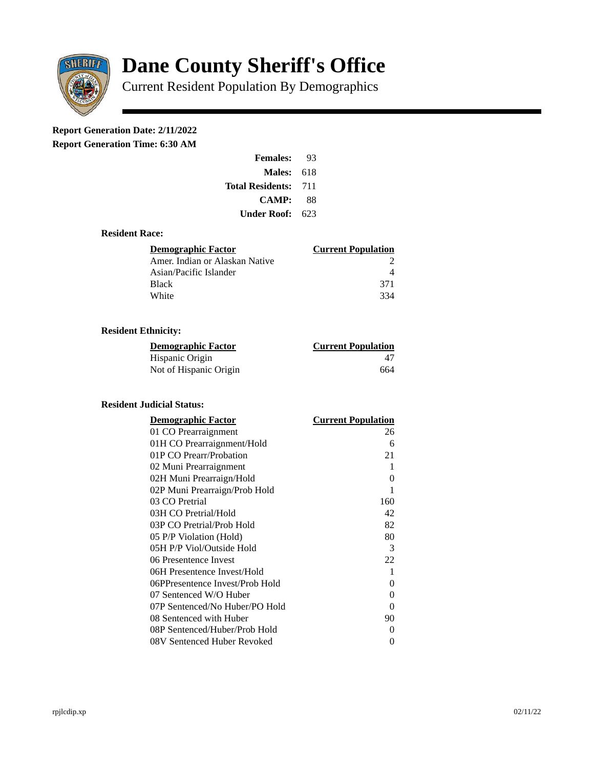# Dane County Sheriff's Office

## Current Resident Population By Demographics

**Report Generation Date: 2/11/2022**
**Report Generation Time: 6:30 AM**

| | |
|---|---|
| **Females:** | 93 |
| **Males:** | 618 |
| **Total Residents:** | 711 |
| **CAMP:** | 88 |
| **Under Roof:** | 623 |

### Resident Race:

| Demographic Factor | Current Population |
|---|---|
| Amer. Indian or Alaskan Native | 2 |
| Asian/Pacific Islander | 4 |
| Black | 371 |
| White | 334 |

### Resident Ethnicity:

| Demographic Factor | Current Population |
|---|---|
| Hispanic Origin | 47 |
| Not of Hispanic Origin | 664 |

### Resident Judicial Status:

| Demographic Factor | Current Population |
|---|---|
| 01 CO Prearraignment | 26 |
| 01H CO Prearraignment/Hold | 6 |
| 01P CO Prearr/Probation | 21 |
| 02 Muni Prearraignment | 1 |
| 02H Muni Prearraign/Hold | 0 |
| 02P Muni Prearraign/Prob Hold | 1 |
| 03 CO Pretrial | 160 |
| 03H CO Pretrial/Hold | 42 |
| 03P CO Pretrial/Prob Hold | 82 |
| 05 P/P Violation (Hold) | 80 |
| 05H P/P Viol/Outside Hold | 3 |
| 06 Presentence Invest | 22 |
| 06H Presentence Invest/Hold | 1 |
| 06PPresentence Invest/Prob Hold | 0 |
| 07 Sentenced W/O Huber | 0 |
| 07P Sentenced/No Huber/PO Hold | 0 |
| 08 Sentenced with Huber | 90 |
| 08P Sentenced/Huber/Prob Hold | 0 |
| 08V Sentenced Huber Revoked | 0 |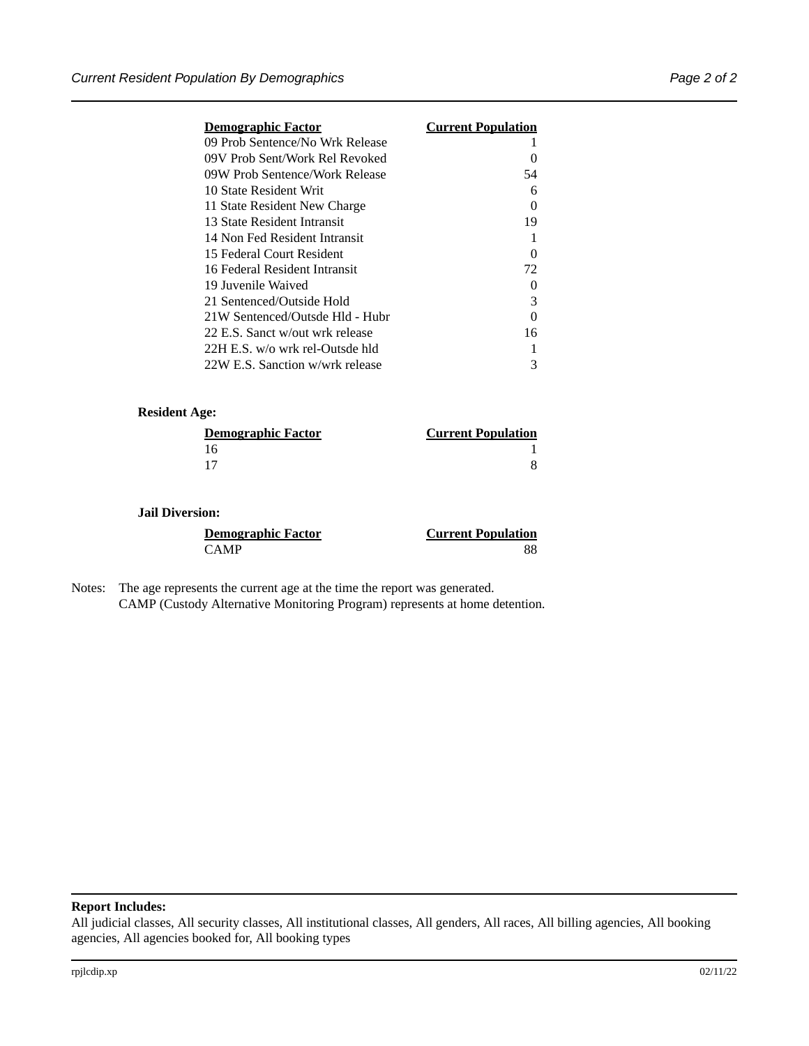| Demographic Factor | Current Population |
|---|---|
| 09 Prob Sentence/No Wrk Release | 1 |
| 09V Prob Sent/Work Rel Revoked | 0 |
| 09W Prob Sentence/Work Release | 54 |
| 10 State Resident Writ | 6 |
| 11 State Resident New Charge | 0 |
| 13 State Resident Intransit | 19 |
| 14 Non Fed Resident Intransit | 1 |
| 15 Federal Court Resident | 0 |
| 16 Federal Resident Intransit | 72 |
| 19 Juvenile Waived | 0 |
| 21 Sentenced/Outside Hold | 3 |
| 21W Sentenced/Outsde Hld - Hubr | 0 |
| 22 E.S. Sanct w/out wrk release | 16 |
| 22H E.S. w/o wrk rel-Outsde hld | 1 |
| 22W E.S. Sanction w/wrk release | 3 |

**Resident Age:**

| Demographic Factor | Current Population |
|---|---|
| 16 | 1 |
| 17 | 8 |

**Jail Diversion:**

| Demographic Factor | Current Population |
|---|---|
| CAMP | 88 |

Notes: The age represents the current age at the time the report was generated.
CAMP (Custody Alternative Monitoring Program) represents at home detention.

**Report Includes:**

All judicial classes, All security classes, All institutional classes, All genders, All races, All billing agencies, All booking agencies, All agencies booked for, All booking types

rpjlcdip.xp 02/11/22